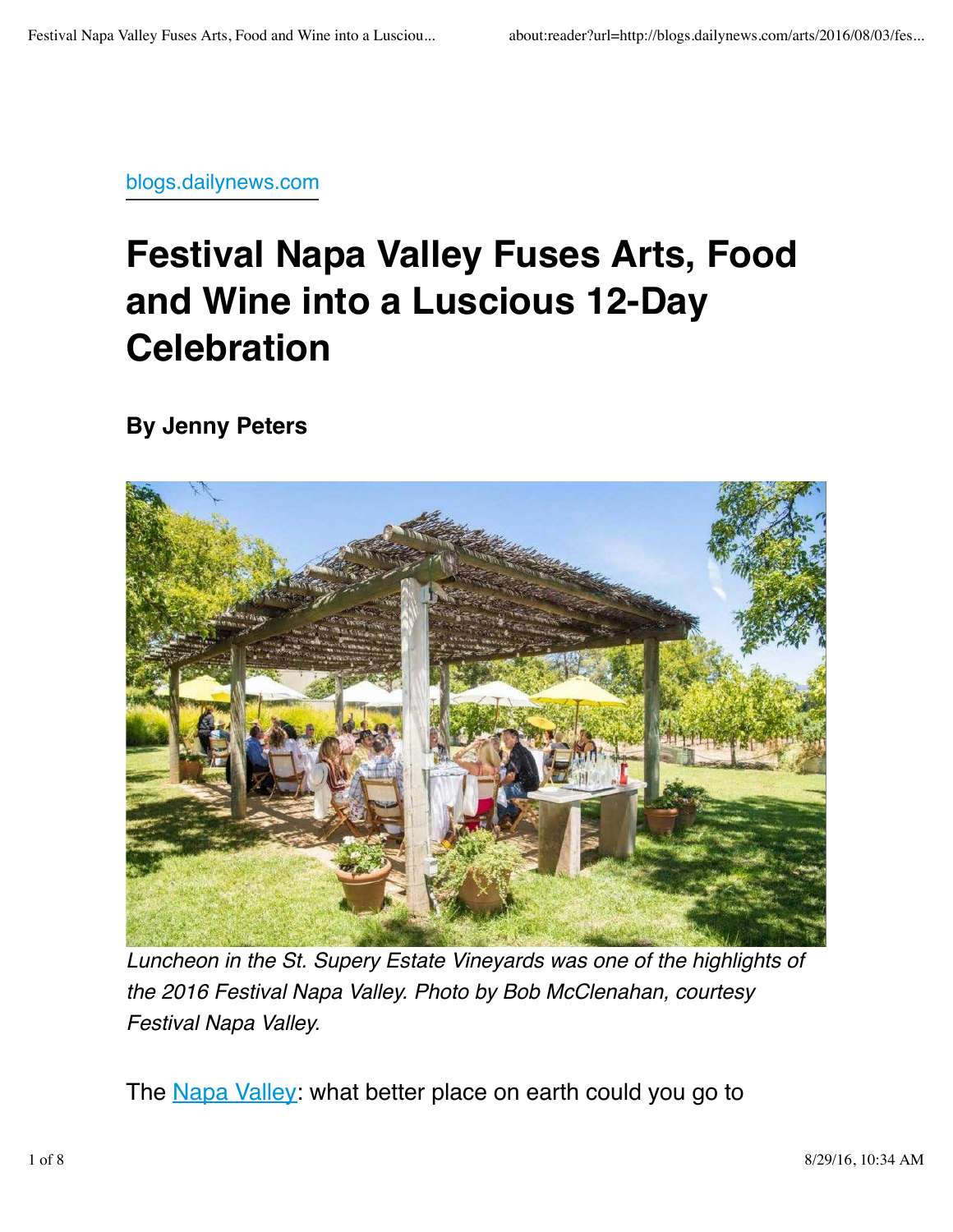blogs.dailynews.com

# Festival Napa Valley Fuses Arts, Food and Wine into a Luscious 12-Day Celebration

**By Jenny Peters**

*Luncheon in the St. Supery Estate Vineyards was one of the highlights of the 2016 Festival Napa Valley. Photo by Bob McClenahan, courtesy Festival Napa Valley.*

The Napa Valley: what better place on earth could you go to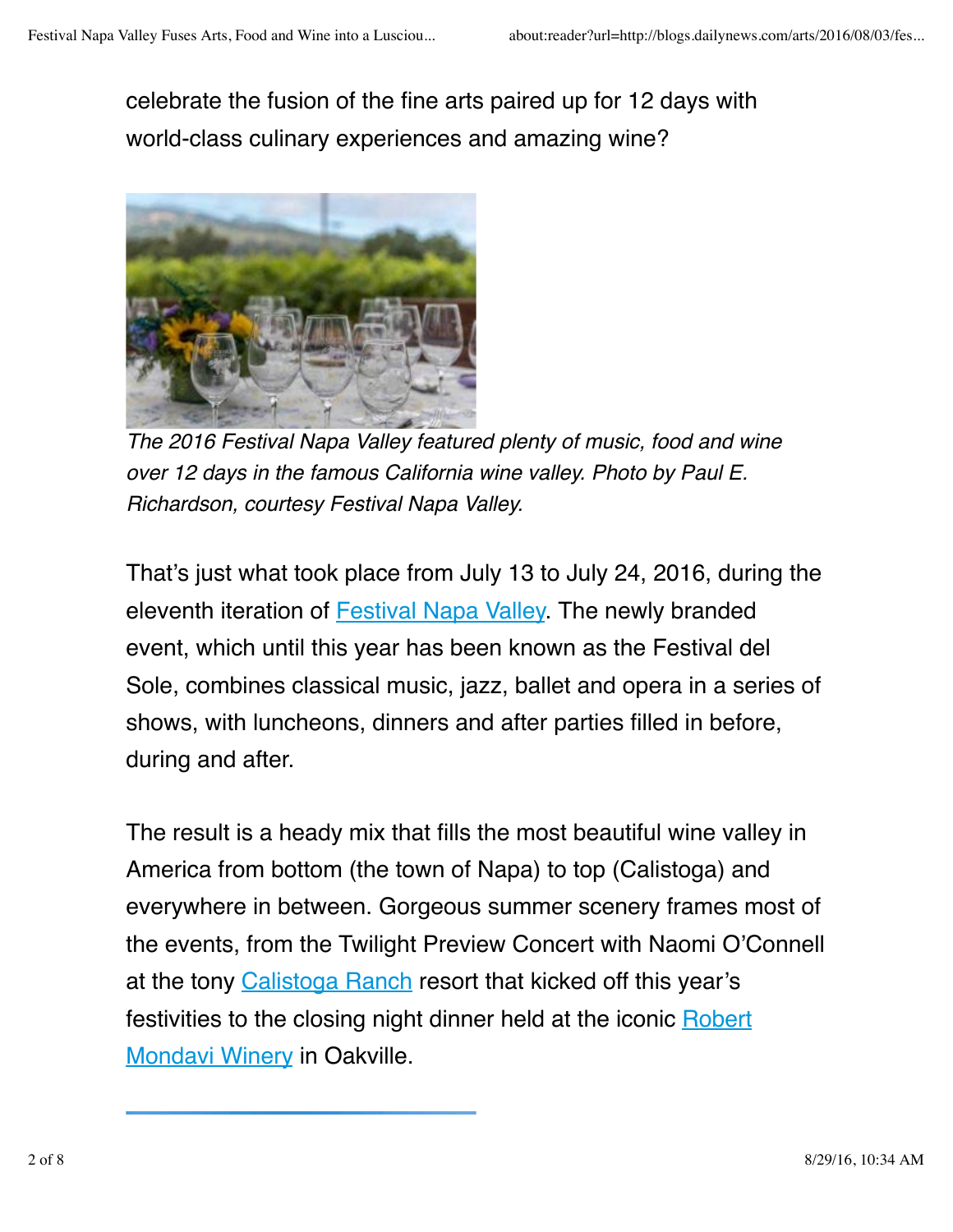celebrate the fusion of the fine arts paired up for 12 days with world-class culinary experiences and amazing wine?

*The 2016 Festival Napa Valley featured plenty of music, food and wine over 12 days in the famous California wine valley. Photo by Paul E. Richardson, courtesy Festival Napa Valley.*

That's just what took place from July 13 to July 24, 2016, during the eleventh iteration of Festival Napa Valley. The newly branded event, which until this year has been known as the Festival del Sole, combines classical music, jazz, ballet and opera in a series of shows, with luncheons, dinners and after parties filled in before, during and after.

The result is a heady mix that fills the most beautiful wine valley in America from bottom (the town of Napa) to top (Calistoga) and everywhere in between. Gorgeous summer scenery frames most of the events, from the Twilight Preview Concert with Naomi O'Connell at the tony Calistoga Ranch resort that kicked off this year's festivities to the closing night dinner held at the iconic Robert Mondavi Winery in Oakville.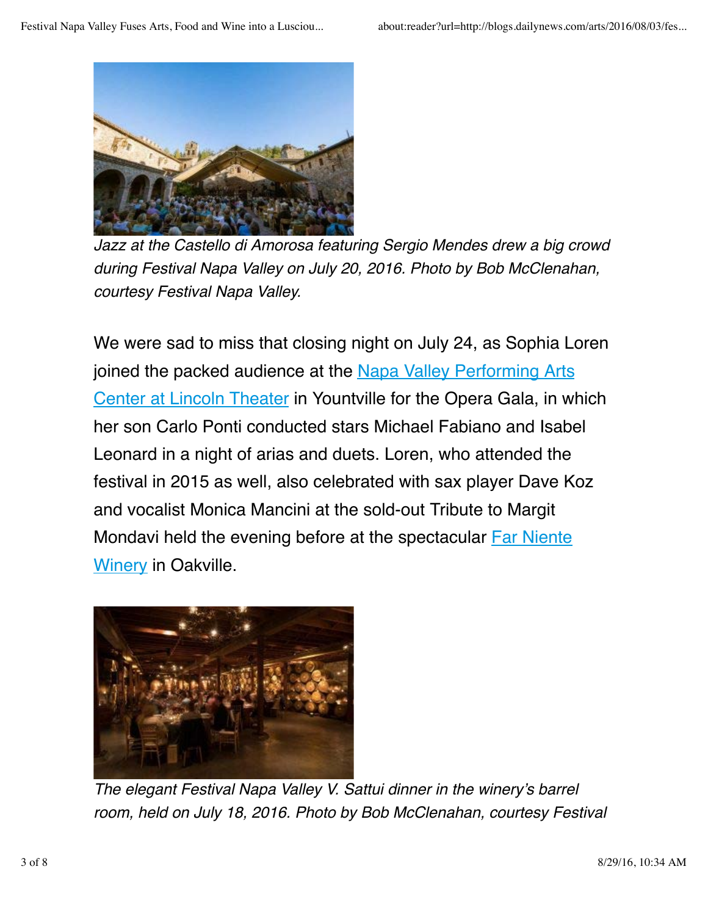*Jazz at the Castello di Amorosa featuring Sergio Mendes drew a big crowd during Festival Napa Valley on July 20, 2016. Photo by Bob McClenahan, courtesy Festival Napa Valley.*

We were sad to miss that closing night on July 24, as Sophia Loren joined the packed audience at the [Napa Valley Performing Arts Center at Lincoln Theater](#) in Yountville for the Opera Gala, in which her son Carlo Ponti conducted stars Michael Fabiano and Isabel Leonard in a night of arias and duets. Loren, who attended the festival in 2015 as well, also celebrated with sax player Dave Koz and vocalist Monica Mancini at the sold-out Tribute to Margit Mondavi held the evening before at the spectacular [Far Niente Winery](#) in Oakville.

*The elegant Festival Napa Valley V. Sattui dinner in the winery's barrel room, held on July 18, 2016. Photo by Bob McClenahan, courtesy Festival*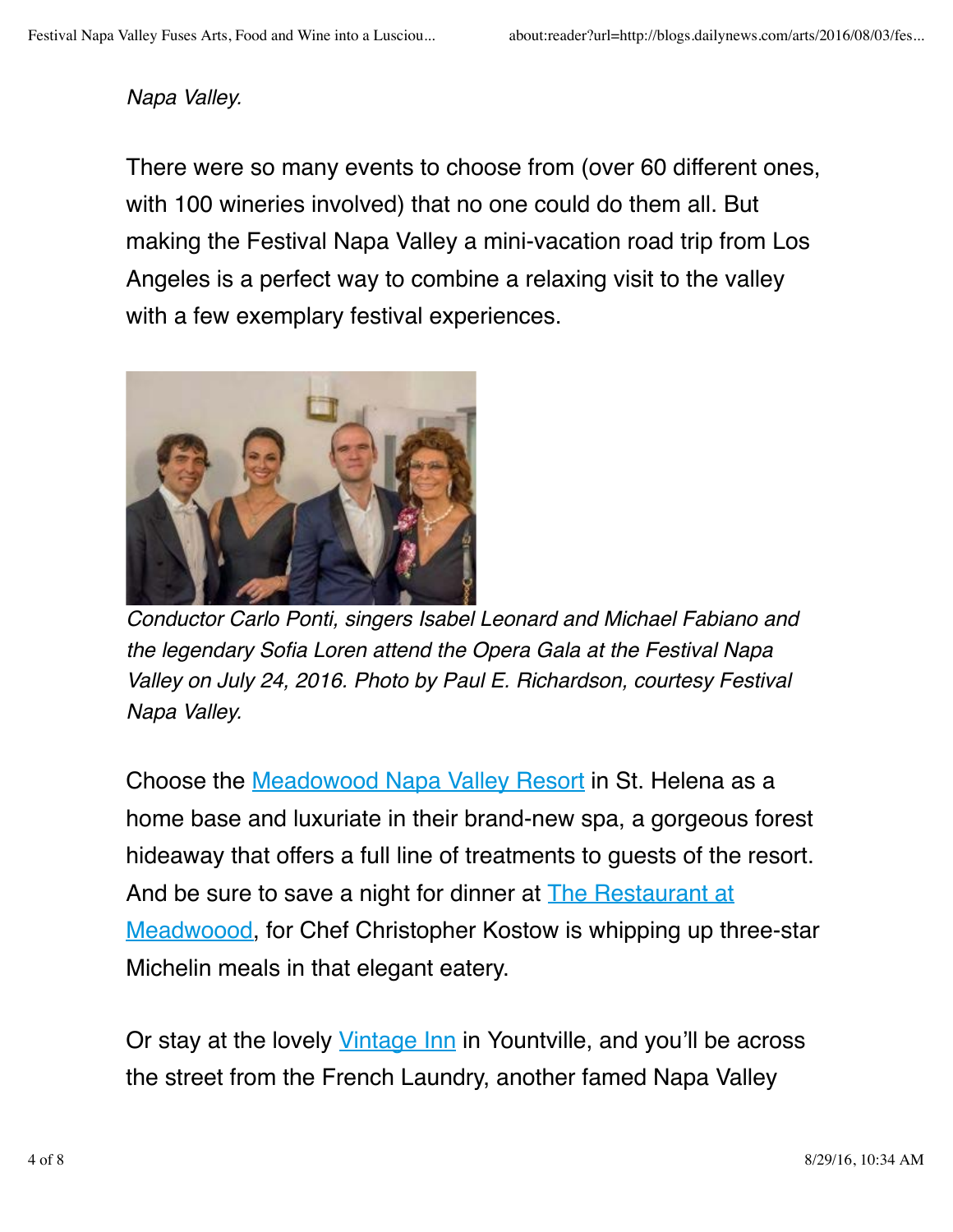*Napa Valley.*

There were so many events to choose from (over 60 different ones, with 100 wineries involved) that no one could do them all. But making the Festival Napa Valley a mini-vacation road trip from Los Angeles is a perfect way to combine a relaxing visit to the valley with a few exemplary festival experiences.

*Conductor Carlo Ponti, singers Isabel Leonard and Michael Fabiano and the legendary Sofia Loren attend the Opera Gala at the Festival Napa Valley on July 24, 2016. Photo by Paul E. Richardson, courtesy Festival Napa Valley.*

Choose the Meadowood Napa Valley Resort in St. Helena as a home base and luxuriate in their brand-new spa, a gorgeous forest hideaway that offers a full line of treatments to guests of the resort. And be sure to save a night for dinner at The Restaurant at Meadwoood, for Chef Christopher Kostow is whipping up three-star Michelin meals in that elegant eatery.

Or stay at the lovely Vintage Inn in Yountville, and you'll be across the street from the French Laundry, another famed Napa Valley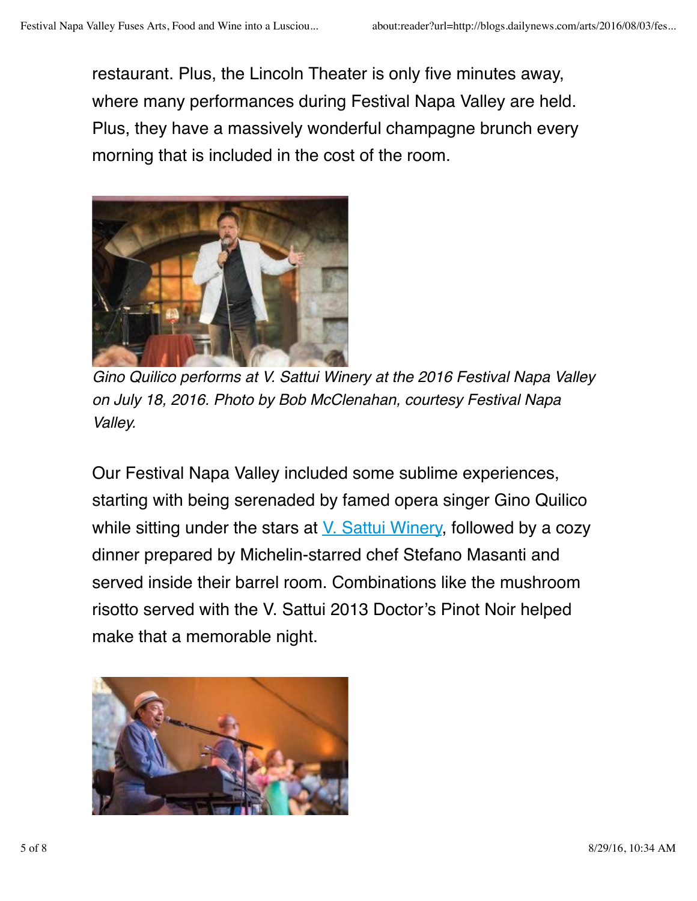restaurant. Plus, the Lincoln Theater is only five minutes away, where many performances during Festival Napa Valley are held. Plus, they have a massively wonderful champagne brunch every morning that is included in the cost of the room.

*Gino Quilico performs at V. Sattui Winery at the 2016 Festival Napa Valley on July 18, 2016. Photo by Bob McClenahan, courtesy Festival Napa Valley.*

Our Festival Napa Valley included some sublime experiences, starting with being serenaded by famed opera singer Gino Quilico while sitting under the stars at V. Sattui Winery, followed by a cozy dinner prepared by Michelin-starred chef Stefano Masanti and served inside their barrel room. Combinations like the mushroom risotto served with the V. Sattui 2013 Doctor's Pinot Noir helped make that a memorable night.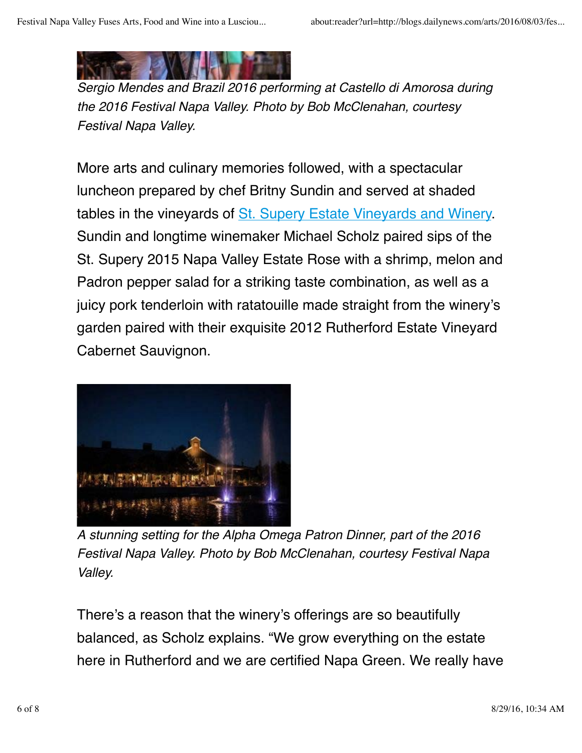*Sergio Mendes and Brazil 2016 performing at Castello di Amorosa during the 2016 Festival Napa Valley. Photo by Bob McClenahan, courtesy Festival Napa Valley.*

More arts and culinary memories followed, with a spectacular luncheon prepared by chef Britny Sundin and served at shaded tables in the vineyards of St. Supery Estate Vineyards and Winery. Sundin and longtime winemaker Michael Scholz paired sips of the St. Supery 2015 Napa Valley Estate Rose with a shrimp, melon and Padron pepper salad for a striking taste combination, as well as a juicy pork tenderloin with ratatouille made straight from the winery's garden paired with their exquisite 2012 Rutherford Estate Vineyard Cabernet Sauvignon.

*A stunning setting for the Alpha Omega Patron Dinner, part of the 2016 Festival Napa Valley. Photo by Bob McClenahan, courtesy Festival Napa Valley.*

There's a reason that the winery's offerings are so beautifully balanced, as Scholz explains. "We grow everything on the estate here in Rutherford and we are certified Napa Green. We really have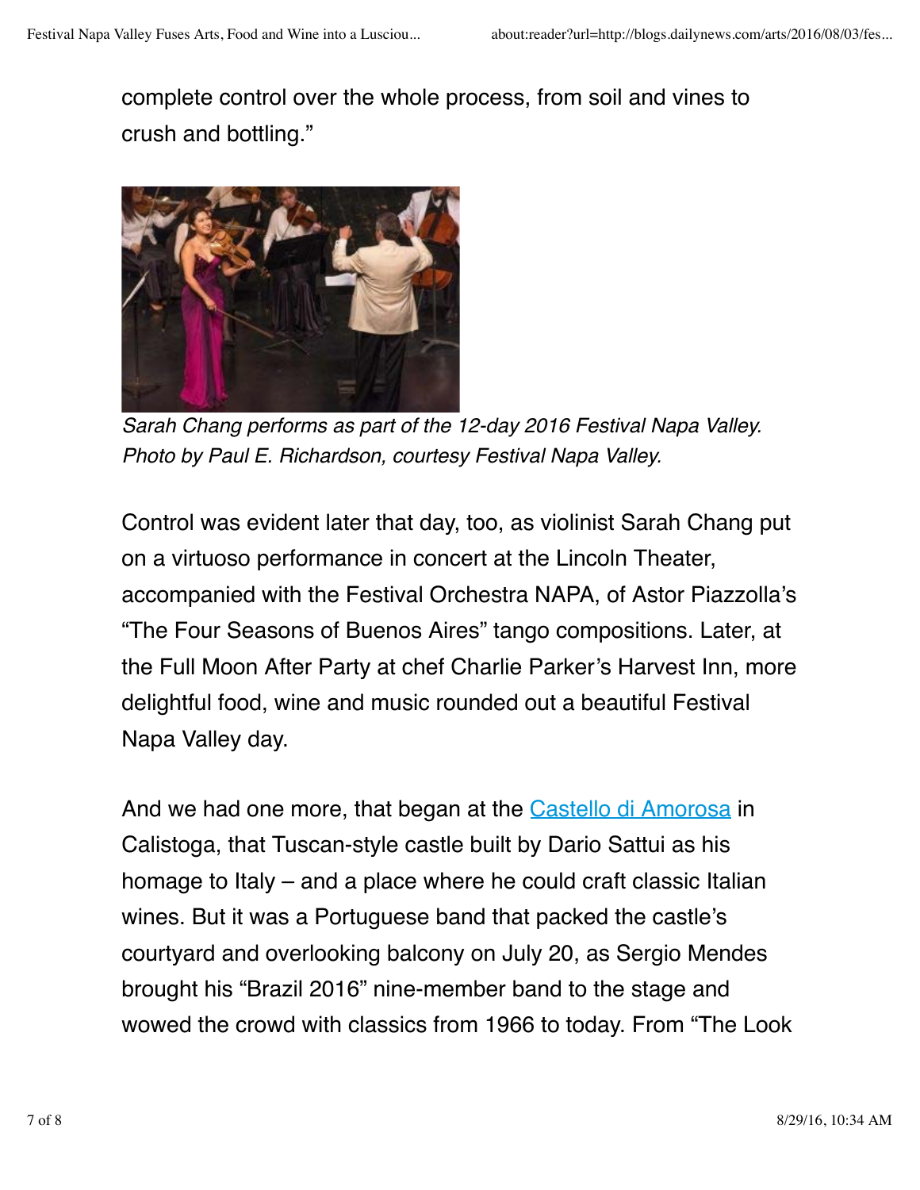complete control over the whole process, from soil and vines to crush and bottling."

*Sarah Chang performs as part of the 12-day 2016 Festival Napa Valley. Photo by Paul E. Richardson, courtesy Festival Napa Valley.*

Control was evident later that day, too, as violinist Sarah Chang put on a virtuoso performance in concert at the Lincoln Theater, accompanied with the Festival Orchestra NAPA, of Astor Piazzolla's "The Four Seasons of Buenos Aires" tango compositions. Later, at the Full Moon After Party at chef Charlie Parker's Harvest Inn, more delightful food, wine and music rounded out a beautiful Festival Napa Valley day.

And we had one more, that began at the [Castello di Amorosa](Castello di Amorosa) in Calistoga, that Tuscan-style castle built by Dario Sattui as his homage to Italy – and a place where he could craft classic Italian wines. But it was a Portuguese band that packed the castle's courtyard and overlooking balcony on July 20, as Sergio Mendes brought his "Brazil 2016" nine-member band to the stage and wowed the crowd with classics from 1966 to today. From "The Look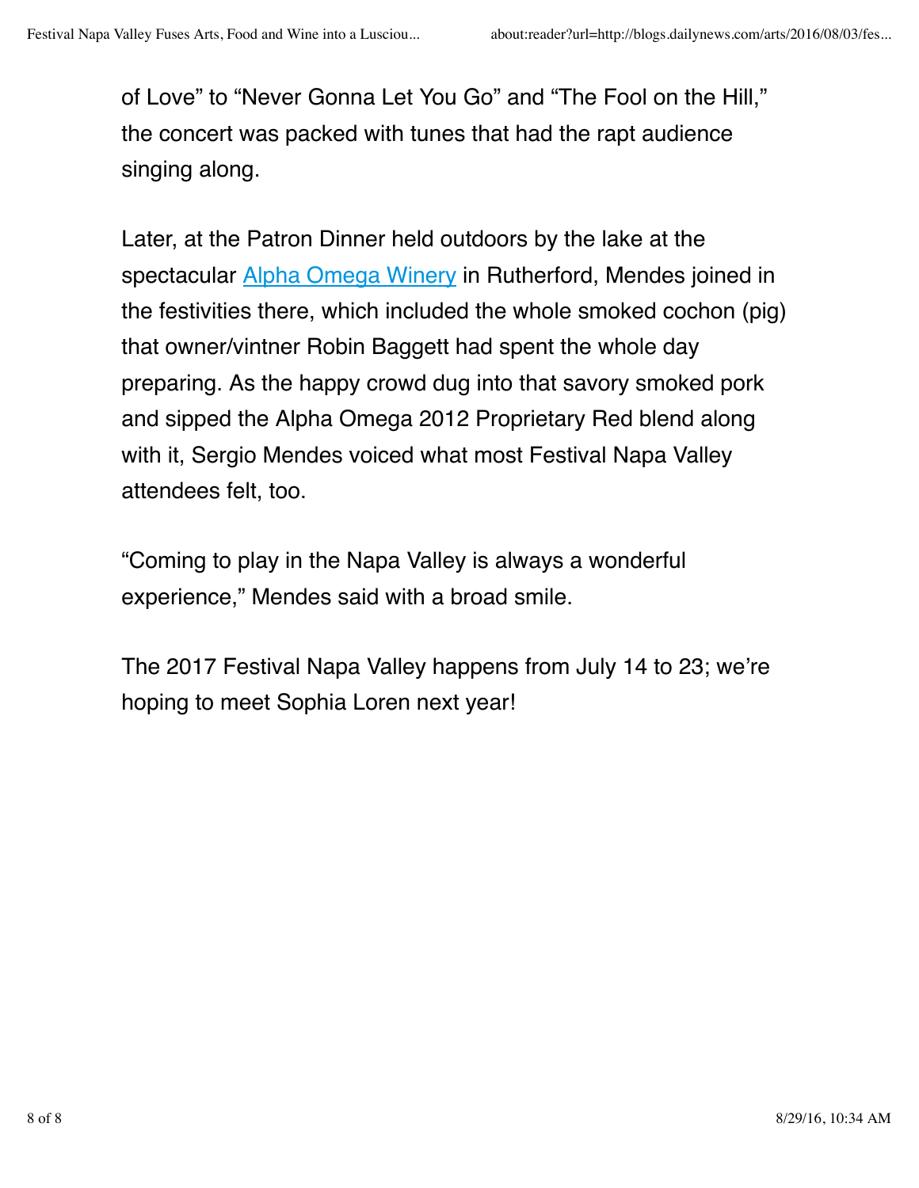of Love" to "Never Gonna Let You Go" and "The Fool on the Hill," the concert was packed with tunes that had the rapt audience singing along.

Later, at the Patron Dinner held outdoors by the lake at the spectacular Alpha Omega Winery in Rutherford, Mendes joined in the festivities there, which included the whole smoked cochon (pig) that owner/vintner Robin Baggett had spent the whole day preparing. As the happy crowd dug into that savory smoked pork and sipped the Alpha Omega 2012 Proprietary Red blend along with it, Sergio Mendes voiced what most Festival Napa Valley attendees felt, too.

"Coming to play in the Napa Valley is always a wonderful experience," Mendes said with a broad smile.

The 2017 Festival Napa Valley happens from July 14 to 23; we're hoping to meet Sophia Loren next year!